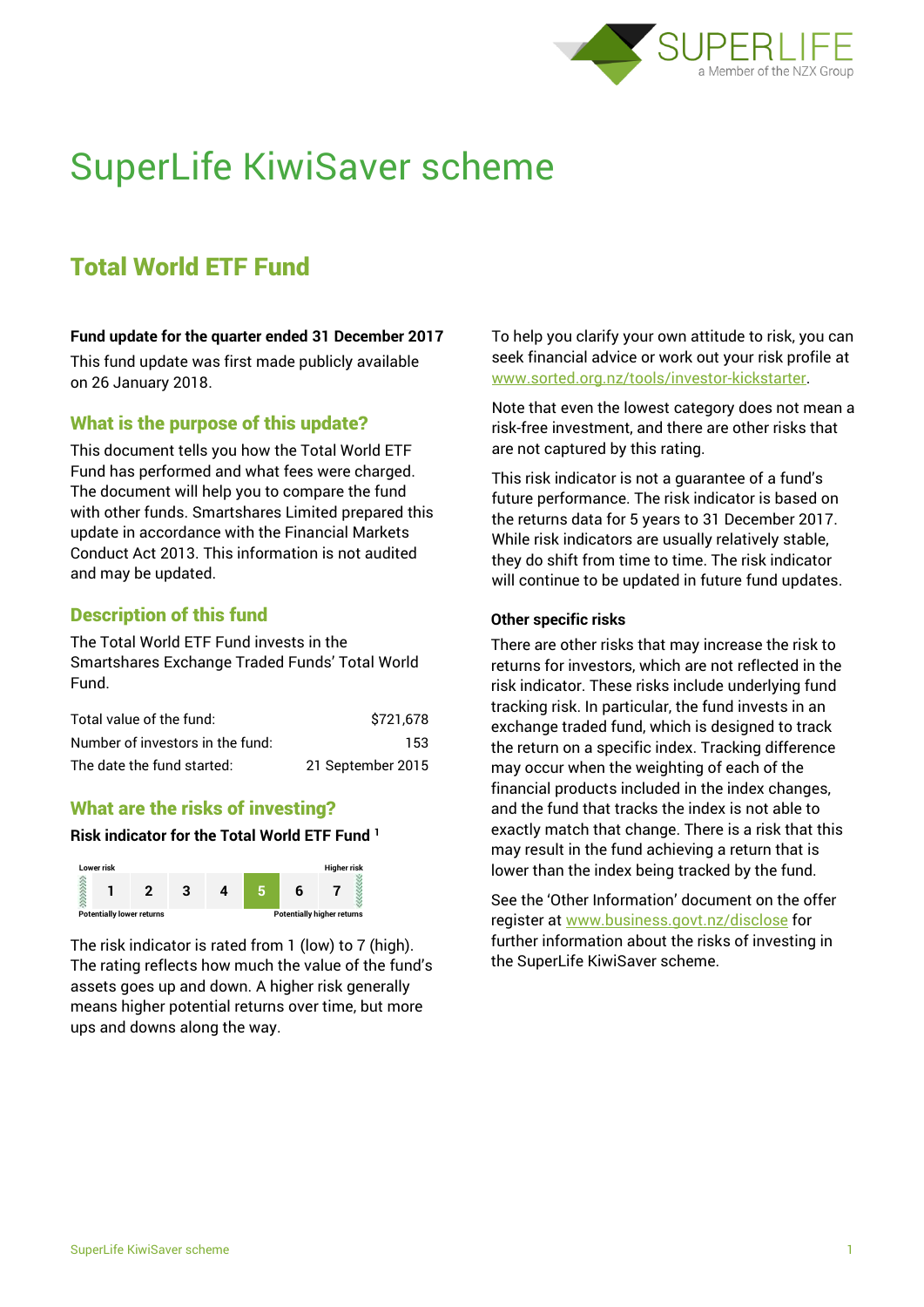# SuperLife KiwiSaver scheme

## Total World ETF Fund

**Fund update for the quarter ended 31 December 2017**

This fund update was first made publicly available on 26 January 2018.

### What is the purpose of this update?

This document tells you how the Total World ETF Fund has performed and what fees were charged. The document will help you to compare the fund with other funds. Smartshares Limited prepared this update in accordance with the Financial Markets Conduct Act 2013. This information is not audited and may be updated.

### Description of this fund

The Total World ETF Fund invests in the Smartshares Exchange Traded Funds' Total World Fund.

| | |
|---|---|
| Total value of the fund: | $721,678 |
| Number of investors in the fund: | 153 |
| The date the fund started: | 21 September 2015 |

### What are the risks of investing?

**Risk indicator for the Total World ETF Fund [1]**

| Lower risk | | | | | | Higher risk |
|---|---|---|---|---|---|---|
| 1 | 2 | 3 | 4 | **5** | 6 | 7 |
| Potentially lower returns | | | | | | Potentially higher returns |

The risk indicator is rated from 1 (low) to 7 (high). The rating reflects how much the value of the fund's assets goes up and down. A higher risk generally means higher potential returns over time, but more ups and downs along the way.

To help you clarify your own attitude to risk, you can seek financial advice or work out your risk profile at www.sorted.org.nz/tools/investor-kickstarter.

Note that even the lowest category does not mean a risk-free investment, and there are other risks that are not captured by this rating.

This risk indicator is not a guarantee of a fund's future performance. The risk indicator is based on the returns data for 5 years to 31 December 2017. While risk indicators are usually relatively stable, they do shift from time to time. The risk indicator will continue to be updated in future fund updates.

**Other specific risks**

There are other risks that may increase the risk to returns for investors, which are not reflected in the risk indicator. These risks include underlying fund tracking risk. In particular, the fund invests in an exchange traded fund, which is designed to track the return on a specific index. Tracking difference may occur when the weighting of each of the financial products included in the index changes, and the fund that tracks the index is not able to exactly match that change. There is a risk that this may result in the fund achieving a return that is lower than the index being tracked by the fund.

See the 'Other Information' document on the offer register at www.business.govt.nz/disclose for further information about the risks of investing in the SuperLife KiwiSaver scheme.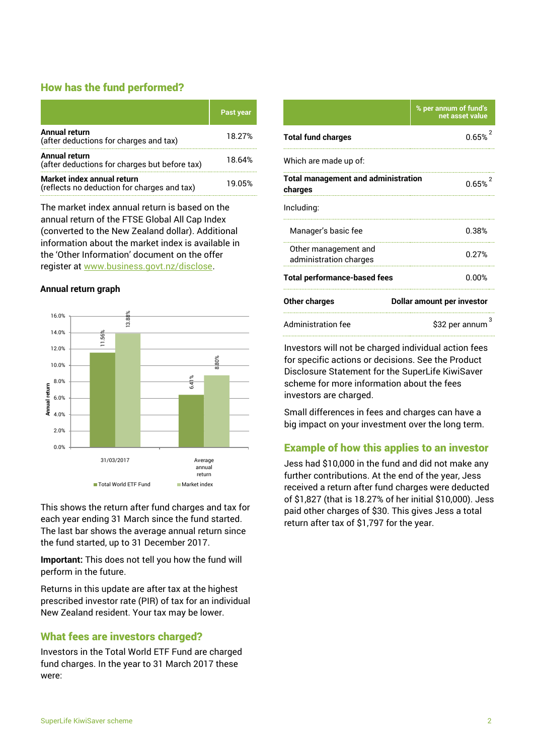## How has the fund performed?

| | Past year |
|---|---|
| **Annual return** (after deductions for charges and tax) | 18.27% |
| **Annual return** (after deductions for charges but before tax) | 18.64% |
| **Market index annual return** (reflects no deduction for charges and tax) | 19.05% |

The market index annual return is based on the annual return of the FTSE Global All Cap Index (converted to the New Zealand dollar). Additional information about the market index is available in the 'Other Information' document on the offer register at www.business.govt.nz/disclose.

### Annual return graph

| | Total World ETF Fund | Market index |
|---|---|---|
| 31/03/2017 | 11.56% | 13.88% |
| Average annual return | 6.41% | 8.80% |

This shows the return after fund charges and tax for each year ending 31 March since the fund started. The last bar shows the average annual return since the fund started, up to 31 December 2017.

**Important:** This does not tell you how the fund will perform in the future.

Returns in this update are after tax at the highest prescribed investor rate (PIR) of tax for an individual New Zealand resident. Your tax may be lower.

## What fees are investors charged?

Investors in the Total World ETF Fund are charged fund charges. In the year to 31 March 2017 these were:

| | % per annum of fund's net asset value |
|---|---|
| **Total fund charges** | 0.65% [2] |
| Which are made up of: | |
| **Total management and administration charges** | 0.65% [2] |
| Including: | |
| Manager's basic fee | 0.38% |
| Other management and administration charges | 0.27% |
| **Total performance-based fees** | 0.00% |
| **Other charges** | **Dollar amount per investor** |
| Administration fee | $32 per annum [3] |

Investors will not be charged individual action fees for specific actions or decisions. See the Product Disclosure Statement for the SuperLife KiwiSaver scheme for more information about the fees investors are charged.

Small differences in fees and charges can have a big impact on your investment over the long term.

## Example of how this applies to an investor

Jess had $10,000 in the fund and did not make any further contributions. At the end of the year, Jess received a return after fund charges were deducted of $1,827 (that is 18.27% of her initial $10,000). Jess paid other charges of $30. This gives Jess a total return after tax of $1,797 for the year.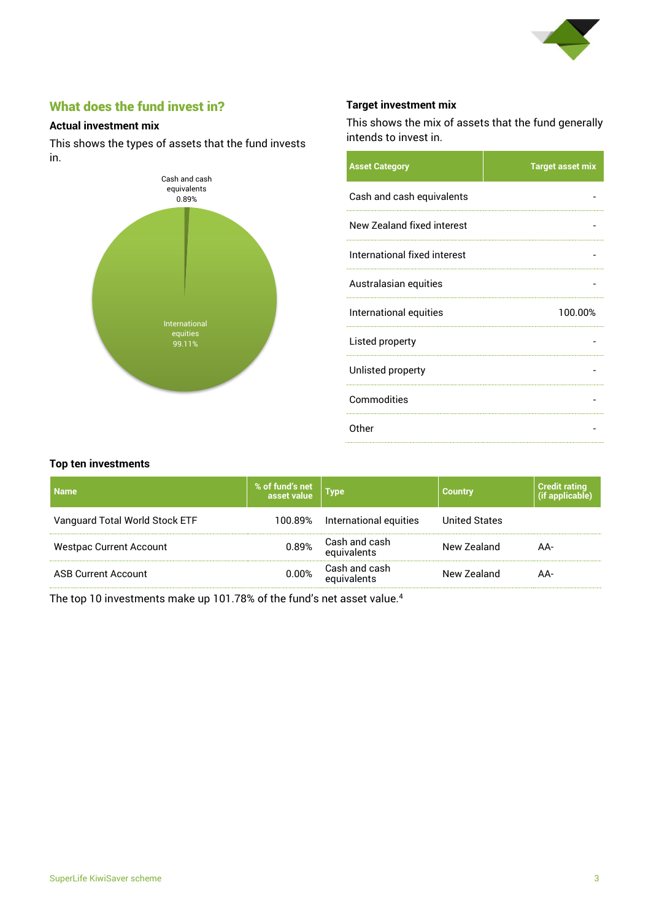## What does the fund invest in?

### Actual investment mix

This shows the types of assets that the fund invests in.

Cash and cash equivalents 0.89%

International equities 99.11%

### Target investment mix

This shows the mix of assets that the fund generally intends to invest in.

| Asset Category | Target asset mix |
|---|---|
| Cash and cash equivalents | - |
| New Zealand fixed interest | - |
| International fixed interest | - |
| Australasian equities | - |
| International equities | 100.00% |
| Listed property | - |
| Unlisted property | - |
| Commodities | - |
| Other | - |

### Top ten investments

| Name | % of fund's net asset value | Type | Country | Credit rating (if applicable) |
|---|---|---|---|---|
| Vanguard Total World Stock ETF | 100.89% | International equities | United States | |
| Westpac Current Account | 0.89% | Cash and cash equivalents | New Zealand | AA- |
| ASB Current Account | 0.00% | Cash and cash equivalents | New Zealand | AA- |

The top 10 investments make up 101.78% of the fund's net asset value.[4]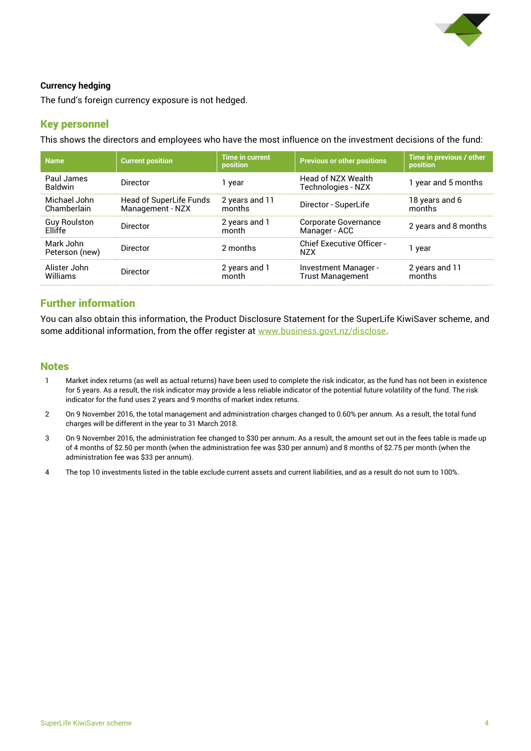**Currency hedging**

The fund's foreign currency exposure is not hedged.

## Key personnel

This shows the directors and employees who have the most influence on the investment decisions of the fund:

| Name | Current position | Time in current position | Previous or other positions | Time in previous / other position |
|---|---|---|---|---|
| Paul James Baldwin | Director | 1 year | Head of NZX Wealth Technologies - NZX | 1 year and 5 months |
| Michael John Chamberlain | Head of SuperLife Funds Management - NZX | 2 years and 11 months | Director - SuperLife | 18 years and 6 months |
| Guy Roulston Elliffe | Director | 2 years and 1 month | Corporate Governance Manager - ACC | 2 years and 8 months |
| Mark John Peterson (new) | Director | 2 months | Chief Executive Officer - NZX | 1 year |
| Alister John Williams | Director | 2 years and 1 month | Investment Manager - Trust Management | 2 years and 11 months |

## Further information

You can also obtain this information, the Product Disclosure Statement for the SuperLife KiwiSaver scheme, and some additional information, from the offer register at www.business.govt.nz/disclose.

## Notes

1. Market index returns (as well as actual returns) have been used to complete the risk indicator, as the fund has not been in existence for 5 years. As a result, the risk indicator may provide a less reliable indicator of the potential future volatility of the fund. The risk indicator for the fund uses 2 years and 9 months of market index returns.
2. On 9 November 2016, the total management and administration charges changed to 0.60% per annum. As a result, the total fund charges will be different in the year to 31 March 2018.
3. On 9 November 2016, the administration fee changed to $30 per annum. As a result, the amount set out in the fees table is made up of 4 months of $2.50 per month (when the administration fee was $30 per annum) and 8 months of $2.75 per month (when the administration fee was $33 per annum).
4. The top 10 investments listed in the table exclude current assets and current liabilities, and as a result do not sum to 100%.